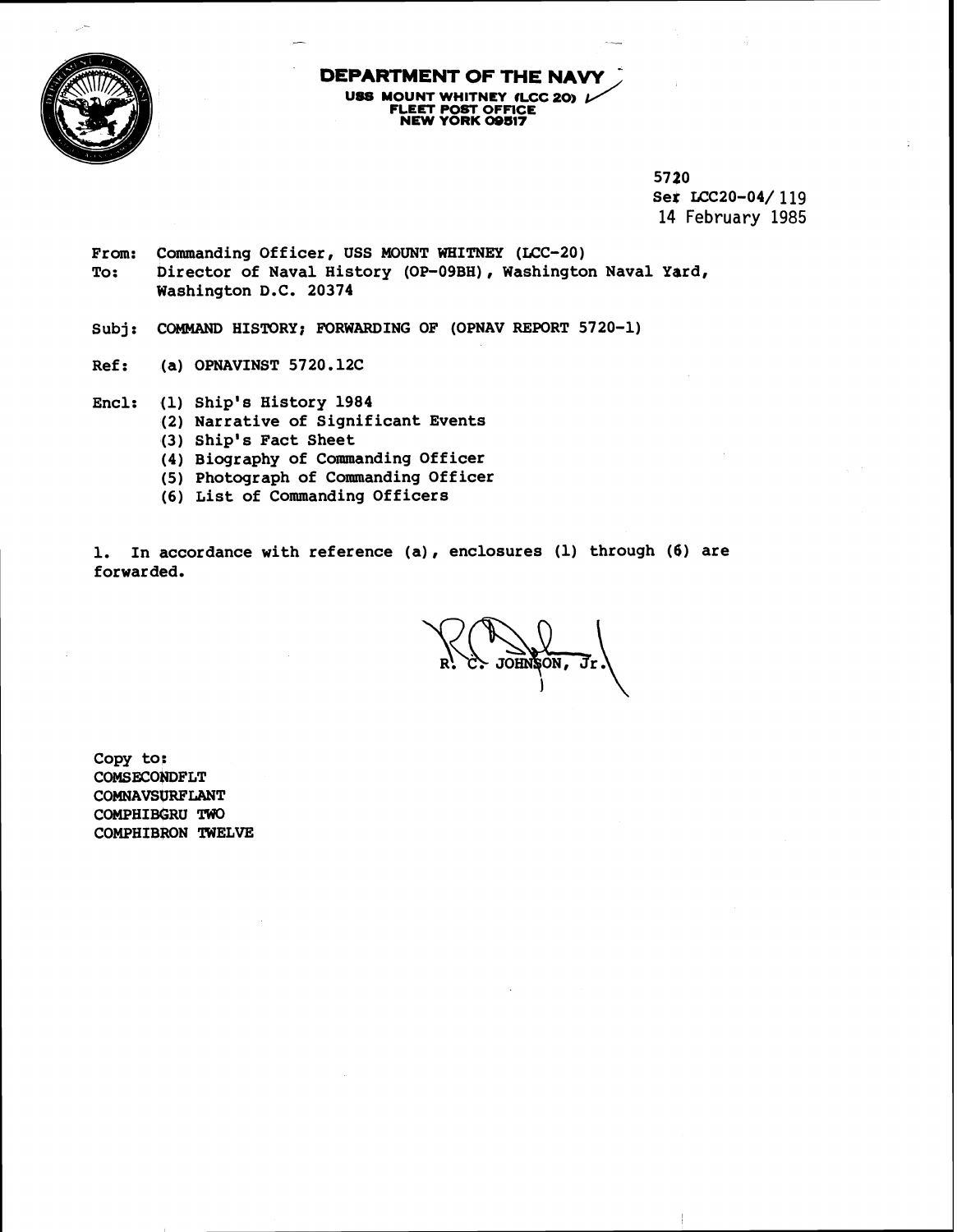**DEPARTMENT OF THE NAVY**
USS MOUNT WHITNEY (LCC 20)
FLEET POST OFFICE
NEW YORK 09517

5720
Ser LCC20-04/ 119
14 February 1985

From: Commanding Officer, USS MOUNT WHITNEY (LCC-20)
To: Director of Naval History (OP-09BH), Washington Naval Yard, Washington D.C. 20374

Subj: COMMAND HISTORY; FORWARDING OF (OPNAV REPORT 5720-1)

Ref: (a) OPNAVINST 5720.12C

Encl: (1) Ship's History 1984
(2) Narrative of Significant Events
(3) Ship's Fact Sheet
(4) Biography of Commanding Officer
(5) Photograph of Commanding Officer
(6) List of Commanding Officers

1. In accordance with reference (a), enclosures (1) through (6) are forwarded.

R. C. JOHNSON, Jr.

Copy to:
COMSECONDFLT
COMNAVSURFLANT
COMPHIBGRU TWO
COMPHIBRON TWELVE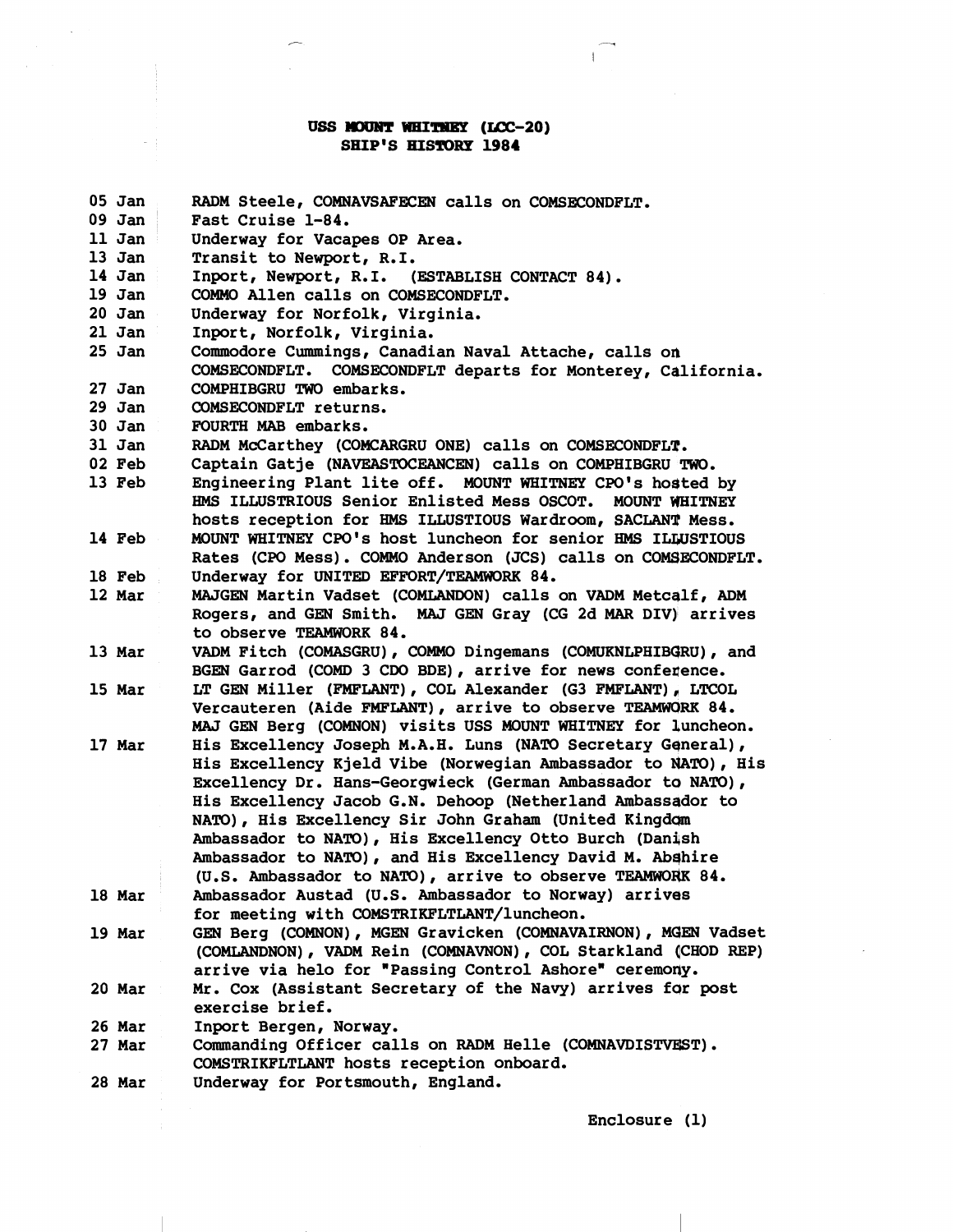# USS MOUNT WHITNEY (LCC-20)
## SHIP'S HISTORY 1984

| | |
|---|---|
| 05 Jan | RADM Steele, COMNAVSAFECEN calls on COMSECONDFLT. |
| 09 Jan | Fast Cruise 1-84. |
| 11 Jan | Underway for Vacapes OP Area. |
| 13 Jan | Transit to Newport, R.I. |
| 14 Jan | Inport, Newport, R.I. (ESTABLISH CONTACT 84). |
| 19 Jan | COMMO Allen calls on COMSECONDFLT. |
| 20 Jan | Underway for Norfolk, Virginia. |
| 21 Jan | Inport, Norfolk, Virginia. |
| 25 Jan | Commodore Cummings, Canadian Naval Attache, calls on COMSECONDFLT. COMSECONDFLT departs for Monterey, California. |
| 27 Jan | COMPHIBGRU TWO embarks. |
| 29 Jan | COMSECONDFLT returns. |
| 30 Jan | FOURTH MAB embarks. |
| 31 Jan | RADM McCarthey (COMCARGRU ONE) calls on COMSECONDFLT. |
| 02 Feb | Captain Gatje (NAVEASTOCEANCEN) calls on COMPHIBGRU TWO. |
| 13 Feb | Engineering Plant lite off. MOUNT WHITNEY CPO's hosted by HMS ILLUSTRIOUS Senior Enlisted Mess OSCOT. MOUNT WHITNEY hosts reception for HMS ILLUSTIOUS Wardroom, SACLANT Mess. |
| 14 Feb | MOUNT WHITNEY CPO's host luncheon for senior HMS ILLUSTIOUS Rates (CPO Mess). COMMO Anderson (JCS) calls on COMSECONDFLT. |
| 18 Feb | Underway for UNITED EFFORT/TEAMWORK 84. |
| 12 Mar | MAJGEN Martin Vadset (COMLANDON) calls on VADM Metcalf, ADM Rogers, and GEN Smith. MAJ GEN Gray (CG 2d MAR DIV) arrives to observe TEAMWORK 84. |
| 13 Mar | VADM Fitch (COMASGRU), COMMO Dingemans (COMUKNLPHIBGRU), and BGEN Garrod (COMD 3 CDO BDE), arrive for news conference. |
| 15 Mar | LT GEN Miller (FMFLANT), COL Alexander (G3 FMFLANT), LTCOL Vercauteren (Aide FMFLANT), arrive to observe TEAMWORK 84. MAJ GEN Berg (COMNON) visits USS MOUNT WHITNEY for luncheon. |
| 17 Mar | His Excellency Joseph M.A.H. Luns (NATO Secretary General), His Excellency Kjeld Vibe (Norwegian Ambassador to NATO), His Excellency Dr. Hans-Georgwieck (German Ambassador to NATO), His Excellency Jacob G.N. Dehoop (Netherland Ambassador to NATO), His Excellency Sir John Graham (United Kingdom Ambassador to NATO), His Excellency Otto Burch (Danish Ambassador to NATO), and His Excellency David M. Abshire (U.S. Ambassador to NATO), arrive to observe TEAMWORK 84. |
| 18 Mar | Ambassador Austad (U.S. Ambassador to Norway) arrives for meeting with COMSTRIKFLTLANT/luncheon. |
| 19 Mar | GEN Berg (COMNON), MGEN Gravicken (COMNAVAIRNON), MGEN Vadset (COMLANDNON), VADM Rein (COMNAVNON), COL Starkland (CHOD REP) arrive via helo for "Passing Control Ashore" ceremony. |
| 20 Mar | Mr. Cox (Assistant Secretary of the Navy) arrives for post exercise brief. |
| 26 Mar | Inport Bergen, Norway. |
| 27 Mar | Commanding Officer calls on RADM Helle (COMNAVDISTVEST). COMSTRIKFLTLANT hosts reception onboard. |
| 28 Mar | Underway for Portsmouth, England. |

Enclosure (1)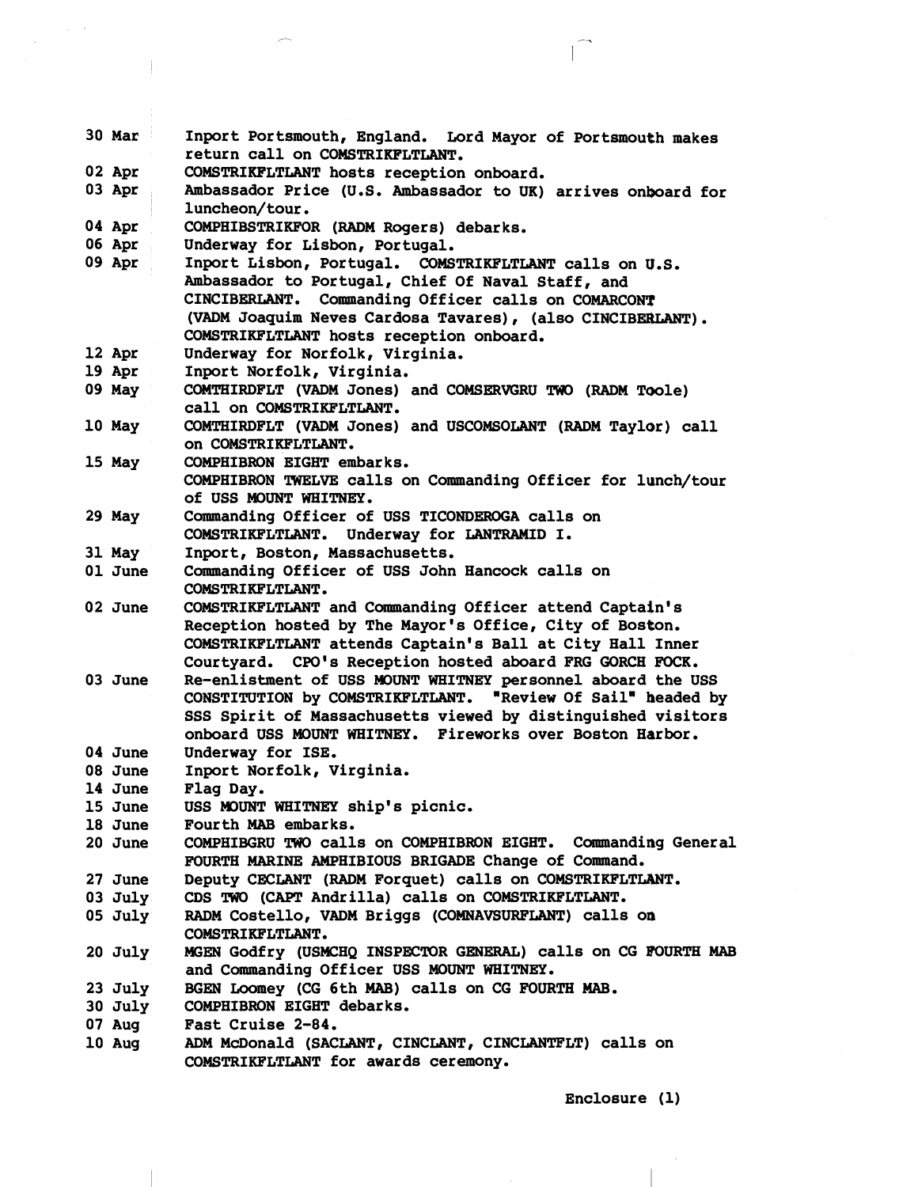| | |
|---|---|
| 30 Mar | Inport Portsmouth, England. Lord Mayor of Portsmouth makes return call on COMSTRIKFLTLANT. |
| 02 Apr | COMSTRIKFLTLANT hosts reception onboard. |
| 03 Apr | Ambassador Price (U.S. Ambassador to UK) arrives onboard for luncheon/tour. |
| 04 Apr | COMPHIBSTRIKFOR (RADM Rogers) debarks. |
| 06 Apr | Underway for Lisbon, Portugal. |
| 09 Apr | Inport Lisbon, Portugal. COMSTRIKFLTLANT calls on U.S. Ambassador to Portugal, Chief Of Naval Staff, and CINCIBERLANT. Commanding Officer calls on COMARCONT (VADM Joaquim Neves Cardosa Tavares), (also CINCIBERLANT). COMSTRIKFLTLANT hosts reception onboard. |
| 12 Apr | Underway for Norfolk, Virginia. |
| 19 Apr | Inport Norfolk, Virginia. |
| 09 May | COMTHIRDFLT (VADM Jones) and COMSERVGRU TWO (RADM Toole) call on COMSTRIKFLTLANT. |
| 10 May | COMTHIRDFLT (VADM Jones) and USCOMSOLANT (RADM Taylor) call on COMSTRIKFLTLANT. |
| 15 May | COMPHIBRON EIGHT embarks. COMPHIBRON TWELVE calls on Commanding Officer for lunch/tour of USS MOUNT WHITNEY. |
| 29 May | Commanding Officer of USS TICONDEROGA calls on COMSTRIKFLTLANT. Underway for LANTRAMID I. |
| 31 May | Inport, Boston, Massachusetts. |
| 01 June | Commanding Officer of USS John Hancock calls on COMSTRIKFLTLANT. |
| 02 June | COMSTRIKFLTLANT and Commanding Officer attend Captain's Reception hosted by The Mayor's Office, City of Boston. COMSTRIKFLTLANT attends Captain's Ball at City Hall Inner Courtyard. CPO's Reception hosted aboard FRG GORCH FOCK. |
| 03 June | Re-enlistment of USS MOUNT WHITNEY personnel aboard the USS CONSTITUTION by COMSTRIKFLTLANT. "Review Of Sail" headed by SSS Spirit of Massachusetts viewed by distinguished visitors onboard USS MOUNT WHITNEY. Fireworks over Boston Harbor. |
| 04 June | Underway for ISE. |
| 08 June | Inport Norfolk, Virginia. |
| 14 June | Flag Day. |
| 15 June | USS MOUNT WHITNEY ship's picnic. |
| 18 June | Fourth MAB embarks. |
| 20 June | COMPHIBGRU TWO calls on COMPHIBRON EIGHT. Commanding General FOURTH MARINE AMPHIBIOUS BRIGADE Change of Command. |
| 27 June | Deputy CECLANT (RADM Forquet) calls on COMSTRIKFLTLANT. |
| 03 July | CDS TWO (CAPT Andrilla) calls on COMSTRIKFLTLANT. |
| 05 July | RADM Costello, VADM Briggs (COMNAVSURFLANT) calls on COMSTRIKFLTLANT. |
| 20 July | MGEN Godfry (USMCHQ INSPECTOR GENERAL) calls on CG FOURTH MAB and Commanding Officer USS MOUNT WHITNEY. |
| 23 July | BGEN Loomey (CG 6th MAB) calls on CG FOURTH MAB. |
| 30 July | COMPHIBRON EIGHT debarks. |
| 07 Aug | Fast Cruise 2-84. |
| 10 Aug | ADM McDonald (SACLANT, CINCLANT, CINCLANTFLT) calls on COMSTRIKFLTLANT for awards ceremony. |

Enclosure (1)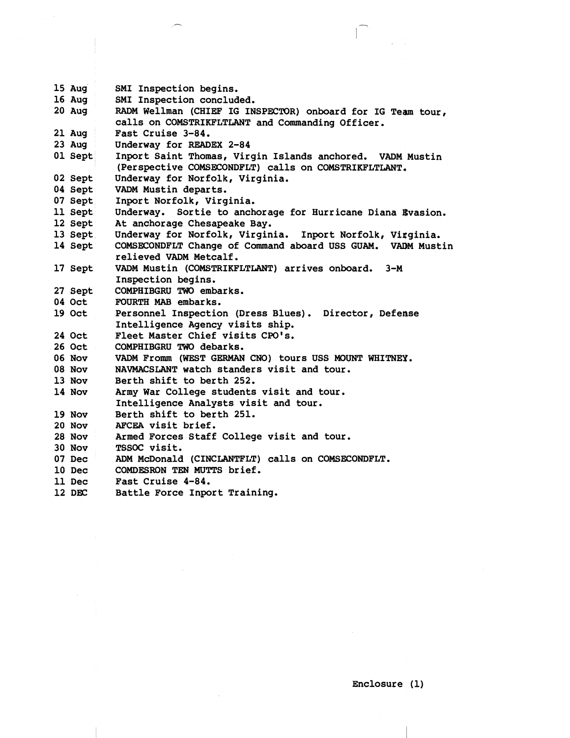| | |
|---|---|
| 15 Aug | SMI Inspection begins. |
| 16 Aug | SMI Inspection concluded. |
| 20 Aug | RADM Wellman (CHIEF IG INSPECTOR) onboard for IG Team tour, calls on COMSTRIKFLTLANT and Commanding Officer. |
| 21 Aug | Fast Cruise 3-84. |
| 23 Aug | Underway for READEX 2-84 |
| 01 Sept | Inport Saint Thomas, Virgin Islands anchored. VADM Mustin (Perspective COMSECONDFLT) calls on COMSTRIKFLTLANT. |
| 02 Sept | Underway for Norfolk, Virginia. |
| 04 Sept | VADM Mustin departs. |
| 07 Sept | Inport Norfolk, Virginia. |
| 11 Sept | Underway. Sortie to anchorage for Hurricane Diana Evasion. |
| 12 Sept | At anchorage Chesapeake Bay. |
| 13 Sept | Underway for Norfolk, Virginia. Inport Norfolk, Virginia. |
| 14 Sept | COMSECONDFLT Change of Command aboard USS GUAM. VADM Mustin relieved VADM Metcalf. |
| 17 Sept | VADM Mustin (COMSTRIKFLTLANT) arrives onboard. 3-M Inspection begins. |
| 27 Sept | COMPHIBGRU TWO embarks. |
| 04 Oct | FOURTH MAB embarks. |
| 19 Oct | Personnel Inspection (Dress Blues). Director, Defense Intelligence Agency visits ship. |
| 24 Oct | Fleet Master Chief visits CPO's. |
| 26 Oct | COMPHIBGRU TWO debarks. |
| 06 Nov | VADM Fromm (WEST GERMAN CNO) tours USS MOUNT WHITNEY. |
| 08 Nov | NAVMACSLANT watch standers visit and tour. |
| 13 Nov | Berth shift to berth 252. |
| 14 Nov | Army War College students visit and tour. Intelligence Analysts visit and tour. |
| 19 Nov | Berth shift to berth 251. |
| 20 Nov | AFCEA visit brief. |
| 28 Nov | Armed Forces Staff College visit and tour. |
| 30 Nov | TSSOC visit. |
| 07 Dec | ADM McDonald (CINCLANTFLT) calls on COMSECONDFLT. |
| 10 Dec | COMDESRON TEN MUTTS brief. |
| 11 Dec | Fast Cruise 4-84. |
| 12 DEC | Battle Force Inport Training. |

Enclosure (1)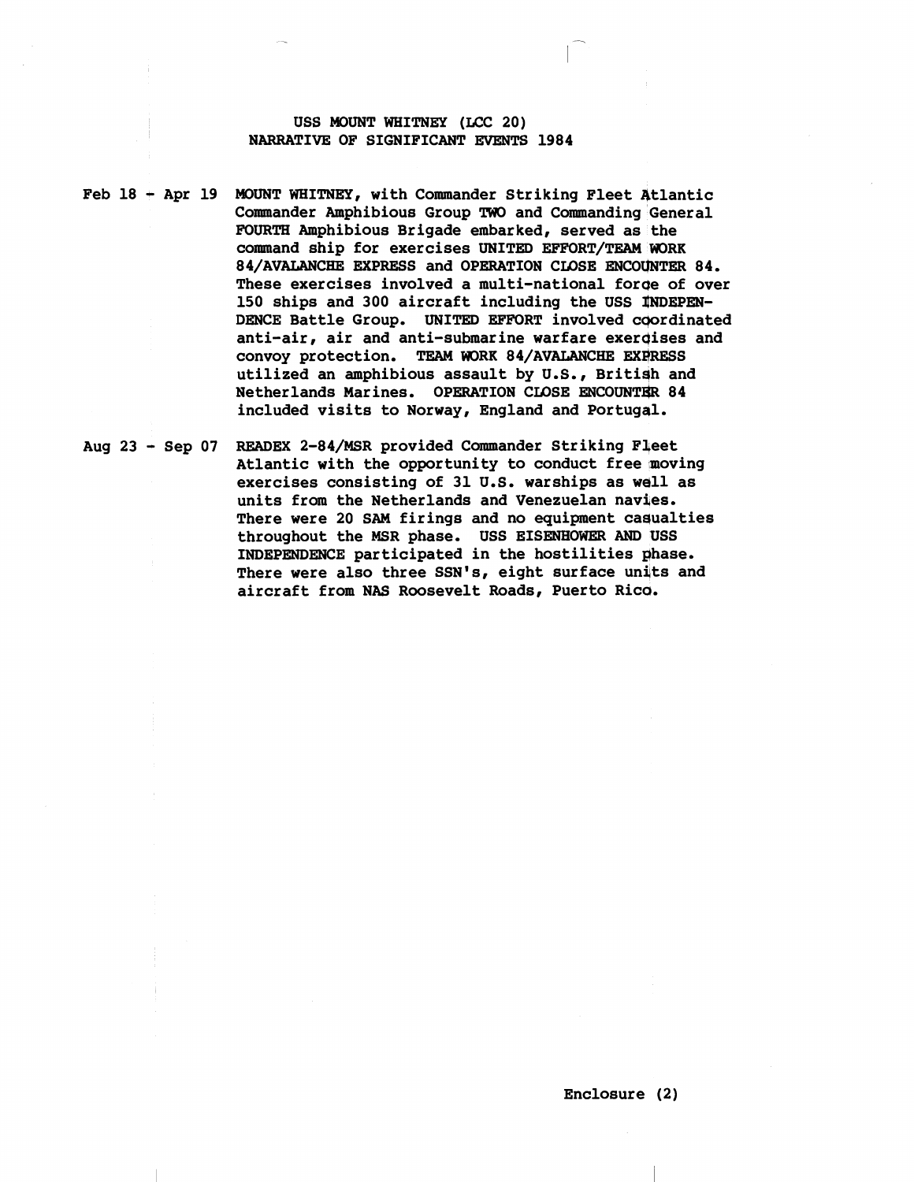# USS MOUNT WHITNEY (LCC 20)
## NARRATIVE OF SIGNIFICANT EVENTS 1984

**Feb 18 - Apr 19** MOUNT WHITNEY, with Commander Striking Fleet Atlantic Commander Amphibious Group TWO and Commanding General FOURTH Amphibious Brigade embarked, served as the command ship for exercises UNITED EFFORT/TEAM WORK 84/AVALANCHE EXPRESS and OPERATION CLOSE ENCOUNTER 84. These exercises involved a multi-national force of over 150 ships and 300 aircraft including the USS INDEPENDENCE Battle Group. UNITED EFFORT involved coordinated anti-air, air and anti-submarine warfare exercises and convoy protection. TEAM WORK 84/AVALANCHE EXPRESS utilized an amphibious assault by U.S., British and Netherlands Marines. OPERATION CLOSE ENCOUNTER 84 included visits to Norway, England and Portugal.

**Aug 23 - Sep 07** READEX 2-84/MSR provided Commander Striking Fleet Atlantic with the opportunity to conduct free moving exercises consisting of 31 U.S. warships as well as units from the Netherlands and Venezuelan navies. There were 20 SAM firings and no equipment casualties throughout the MSR phase. USS EISENHOWER AND USS INDEPENDENCE participated in the hostilities phase. There were also three SSN's, eight surface units and aircraft from NAS Roosevelt Roads, Puerto Rico.

Enclosure (2)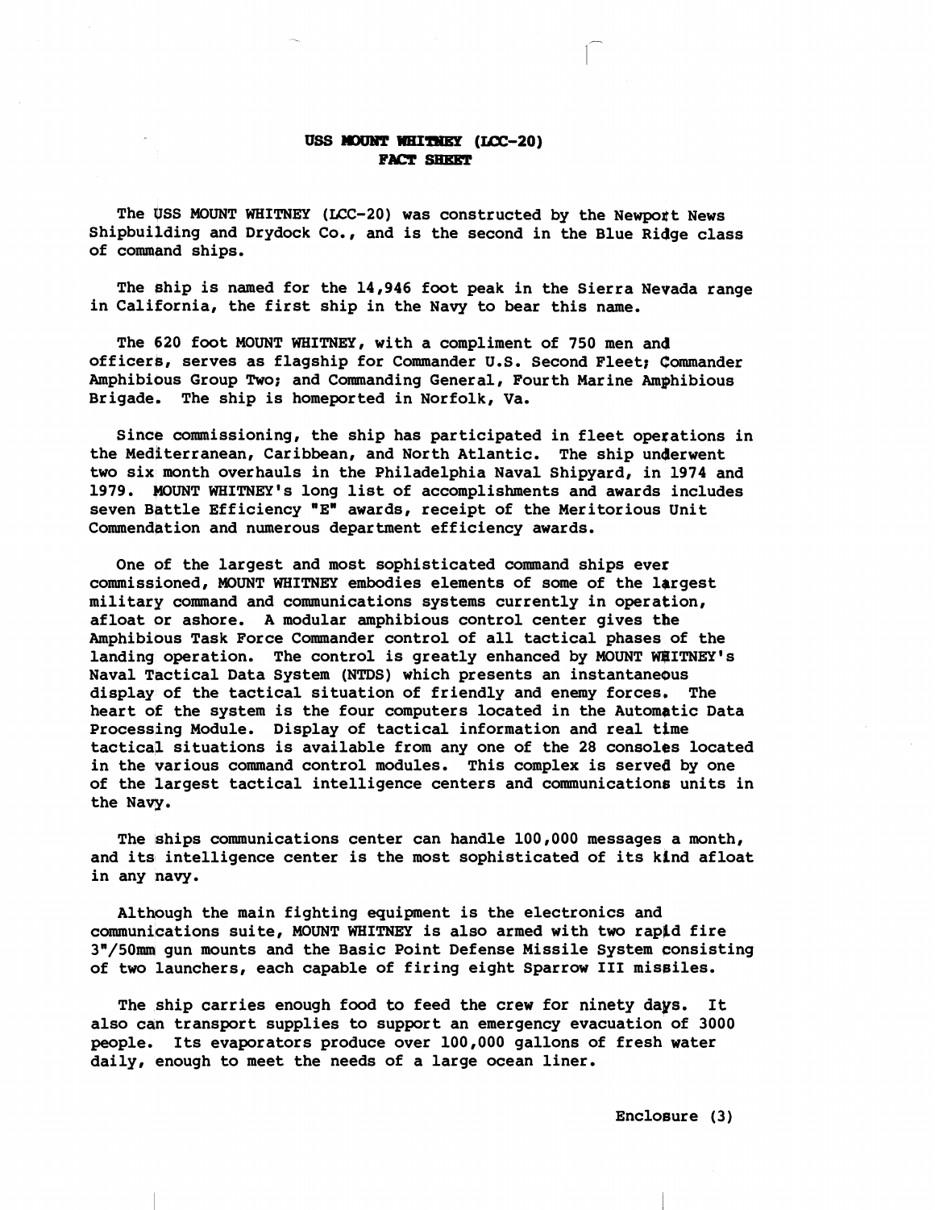# USS MOUNT WHITNEY (LCC-20)
## FACT SHEET

The USS MOUNT WHITNEY (LCC-20) was constructed by the Newport News Shipbuilding and Drydock Co., and is the second in the Blue Ridge class of command ships.

The ship is named for the 14,946 foot peak in the Sierra Nevada range in California, the first ship in the Navy to bear this name.

The 620 foot MOUNT WHITNEY, with a compliment of 750 men and officers, serves as flagship for Commander U.S. Second Fleet; Commander Amphibious Group Two; and Commanding General, Fourth Marine Amphibious Brigade. The ship is homeported in Norfolk, Va.

Since commissioning, the ship has participated in fleet operations in the Mediterranean, Caribbean, and North Atlantic. The ship underwent two six month overhauls in the Philadelphia Naval Shipyard, in 1974 and 1979. MOUNT WHITNEY's long list of accomplishments and awards includes seven Battle Efficiency "E" awards, receipt of the Meritorious Unit Commendation and numerous department efficiency awards.

One of the largest and most sophisticated command ships ever commissioned, MOUNT WHITNEY embodies elements of some of the largest military command and communications systems currently in operation, afloat or ashore. A modular amphibious control center gives the Amphibious Task Force Commander control of all tactical phases of the landing operation. The control is greatly enhanced by MOUNT WHITNEY's Naval Tactical Data System (NTDS) which presents an instantaneous display of the tactical situation of friendly and enemy forces. The heart of the system is the four computers located in the Automatic Data Processing Module. Display of tactical information and real time tactical situations is available from any one of the 28 consoles located in the various command control modules. This complex is served by one of the largest tactical intelligence centers and communications units in the Navy.

The ships communications center can handle 100,000 messages a month, and its intelligence center is the most sophisticated of its kind afloat in any navy.

Although the main fighting equipment is the electronics and communications suite, MOUNT WHITNEY is also armed with two rapid fire 3"/50mm gun mounts and the Basic Point Defense Missile System consisting of two launchers, each capable of firing eight Sparrow III missiles.

The ship carries enough food to feed the crew for ninety days. It also can transport supplies to support an emergency evacuation of 3000 people. Its evaporators produce over 100,000 gallons of fresh water daily, enough to meet the needs of a large ocean liner.

Enclosure (3)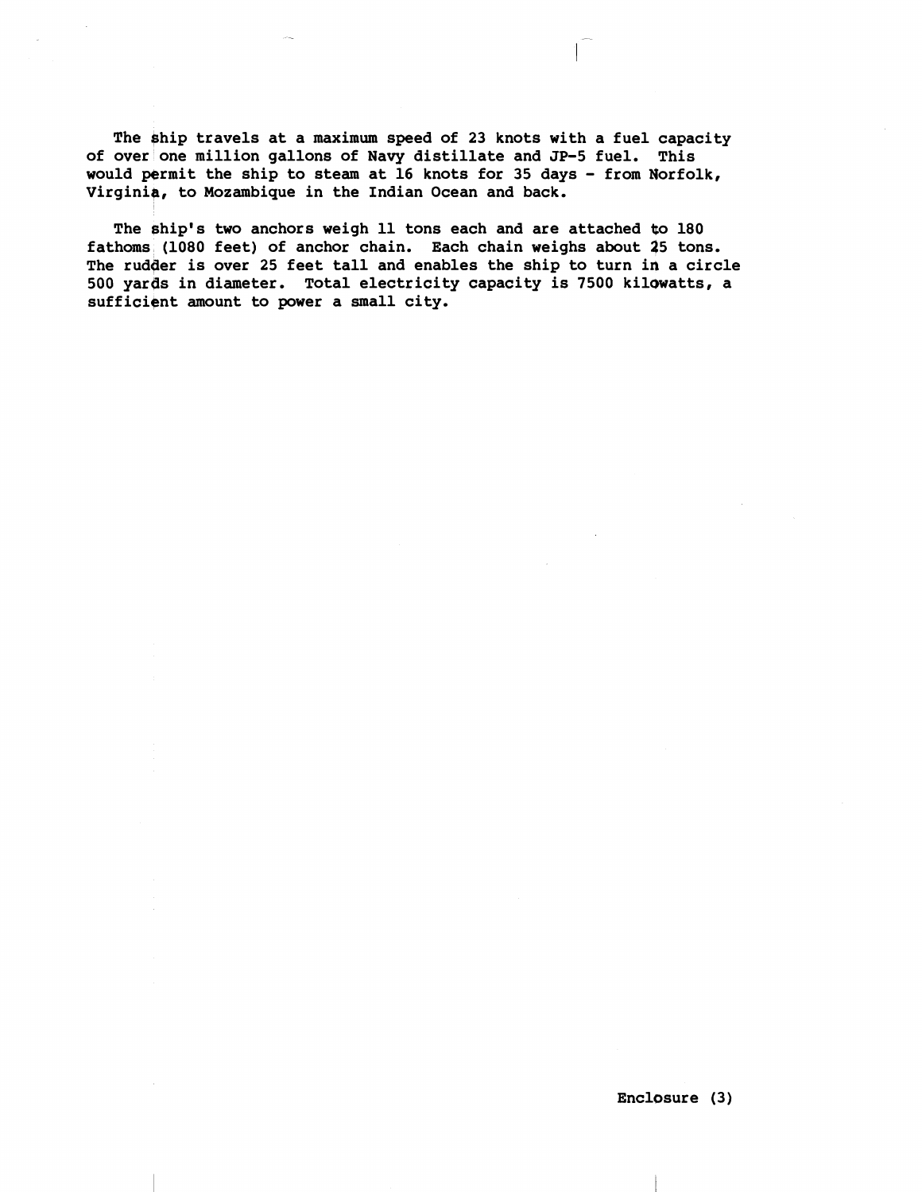The ship travels at a maximum speed of 23 knots with a fuel capacity of over one million gallons of Navy distillate and JP-5 fuel. This would permit the ship to steam at 16 knots for 35 days - from Norfolk, Virginia, to Mozambique in the Indian Ocean and back.

The ship's two anchors weigh 11 tons each and are attached to 180 fathoms (1080 feet) of anchor chain. Each chain weighs about 25 tons. The rudder is over 25 feet tall and enables the ship to turn in a circle 500 yards in diameter. Total electricity capacity is 7500 kilowatts, a sufficient amount to power a small city.

**Enclosure (3)**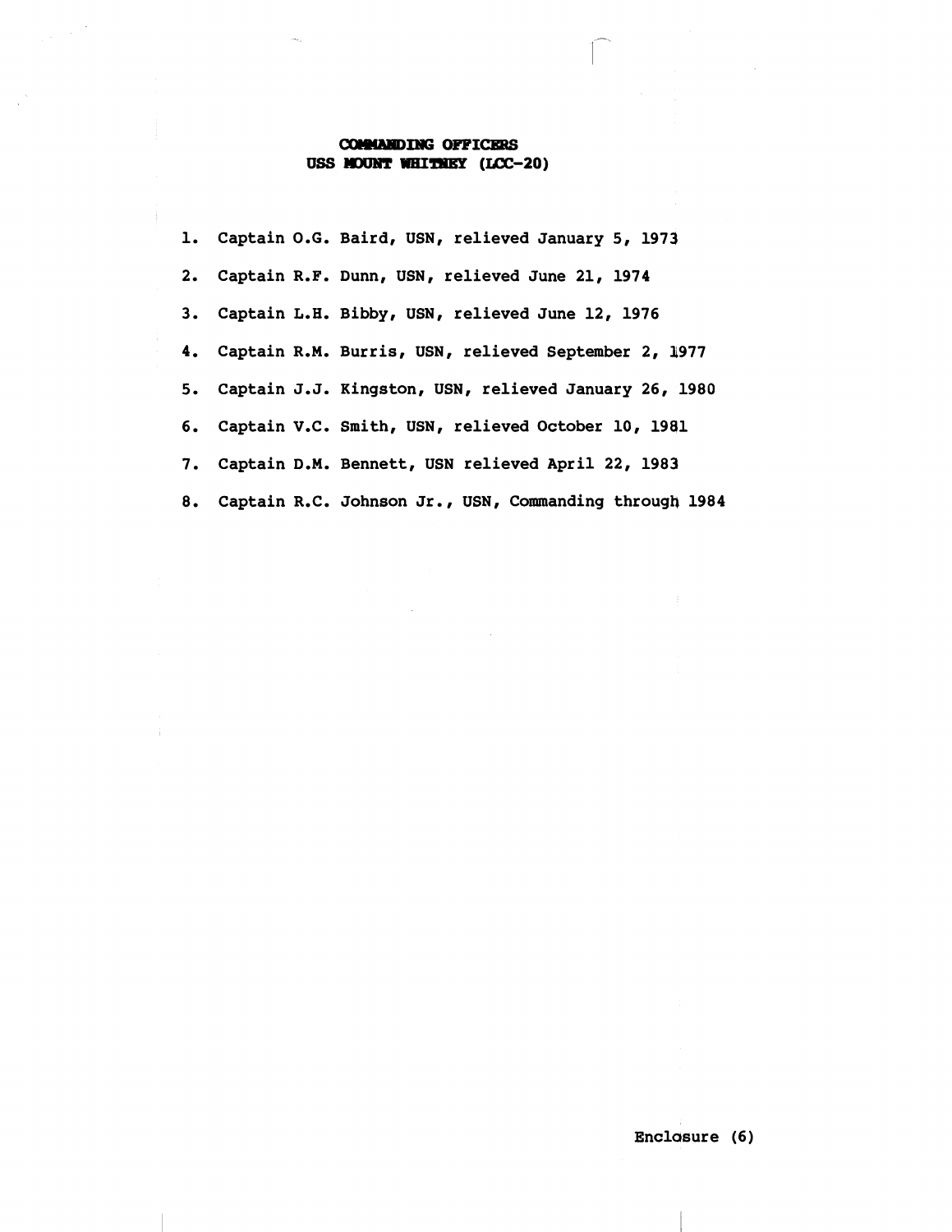# COMMANDING OFFICERS
# USS MOUNT WHITNEY (LCC-20)

1. Captain O.G. Baird, USN, relieved January 5, 1973
2. Captain R.F. Dunn, USN, relieved June 21, 1974
3. Captain L.H. Bibby, USN, relieved June 12, 1976
4. Captain R.M. Burris, USN, relieved September 2, 1977
5. Captain J.J. Kingston, USN, relieved January 26, 1980
6. Captain V.C. Smith, USN, relieved October 10, 1981
7. Captain D.M. Bennett, USN relieved April 22, 1983
8. Captain R.C. Johnson Jr., USN, Commanding through 1984

Enclosure (6)